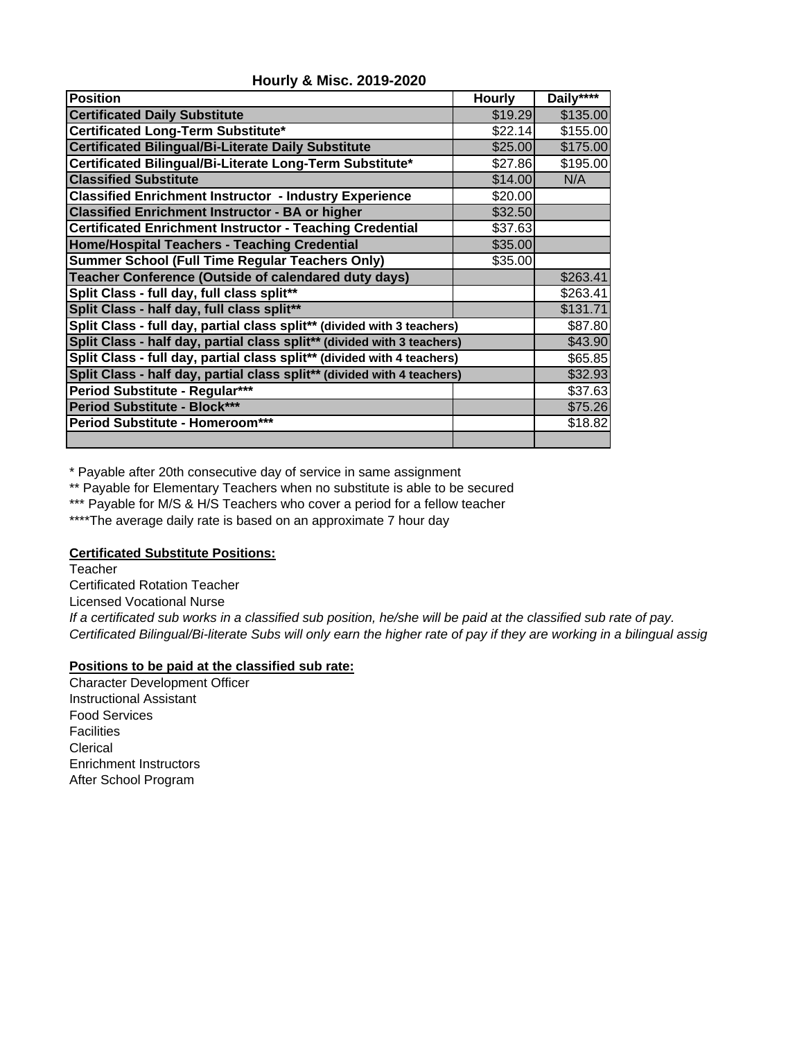## Hourly & Misc. 2019-2020

| Position | Hourly | Daily**** |
|---|---|---|
| Certificated Daily Substitute | $19.29 | $135.00 |
| Certificated Long-Term Substitute* | $22.14 | $155.00 |
| Certificated Bilingual/Bi-Literate Daily Substitute | $25.00 | $175.00 |
| Certificated Bilingual/Bi-Literate Long-Term Substitute* | $27.86 | $195.00 |
| Classified Substitute | $14.00 | N/A |
| Classified Enrichment Instructor - Industry Experience | $20.00 | |
| Classified Enrichment Instructor - BA or higher | $32.50 | |
| Certificated Enrichment Instructor - Teaching Credential | $37.63 | |
| Home/Hospital Teachers - Teaching Credential | $35.00 | |
| Summer School (Full Time Regular Teachers Only) | $35.00 | |
| Teacher Conference (Outside of calendared duty days) | | $263.41 |
| Split Class - full day, full class split** | | $263.41 |
| Split Class - half day, full class split** | | $131.71 |
| Split Class - full day, partial class split** (divided with 3 teachers) | | $87.80 |
| Split Class - half day, partial class split** (divided with 3 teachers) | | $43.90 |
| Split Class - full day, partial class split** (divided with 4 teachers) | | $65.85 |
| Split Class - half day, partial class split** (divided with 4 teachers) | | $32.93 |
| Period Substitute - Regular*** | | $37.63 |
| Period Substitute - Block*** | | $75.26 |
| Period Substitute - Homeroom*** | | $18.82 |
| | | |

\* Payable after 20th consecutive day of service in same assignment

** Payable for Elementary Teachers when no substitute is able to be secured

*** Payable for M/S & H/S Teachers who cover a period for a fellow teacher

****The average daily rate is based on an approximate 7 hour day

**Certificated Substitute Positions:**

Teacher

Certificated Rotation Teacher

Licensed Vocational Nurse

*If a certificated sub works in a classified sub position, he/she will be paid at the classified sub rate of pay.*

*Certificated Bilingual/Bi-literate Subs will only earn the higher rate of pay if they are working in a bilingual assig*

**Positions to be paid at the classified sub rate:**

Character Development Officer

Instructional Assistant

Food Services

Facilities

Clerical

Enrichment Instructors

After School Program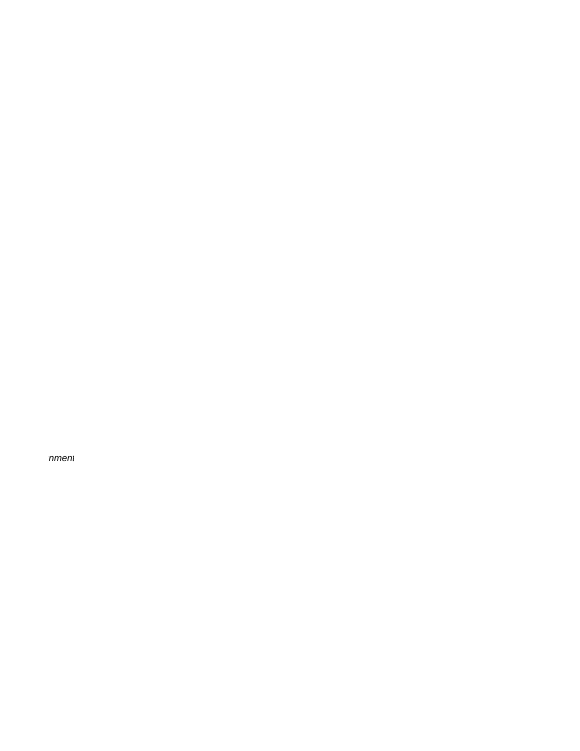*nment*